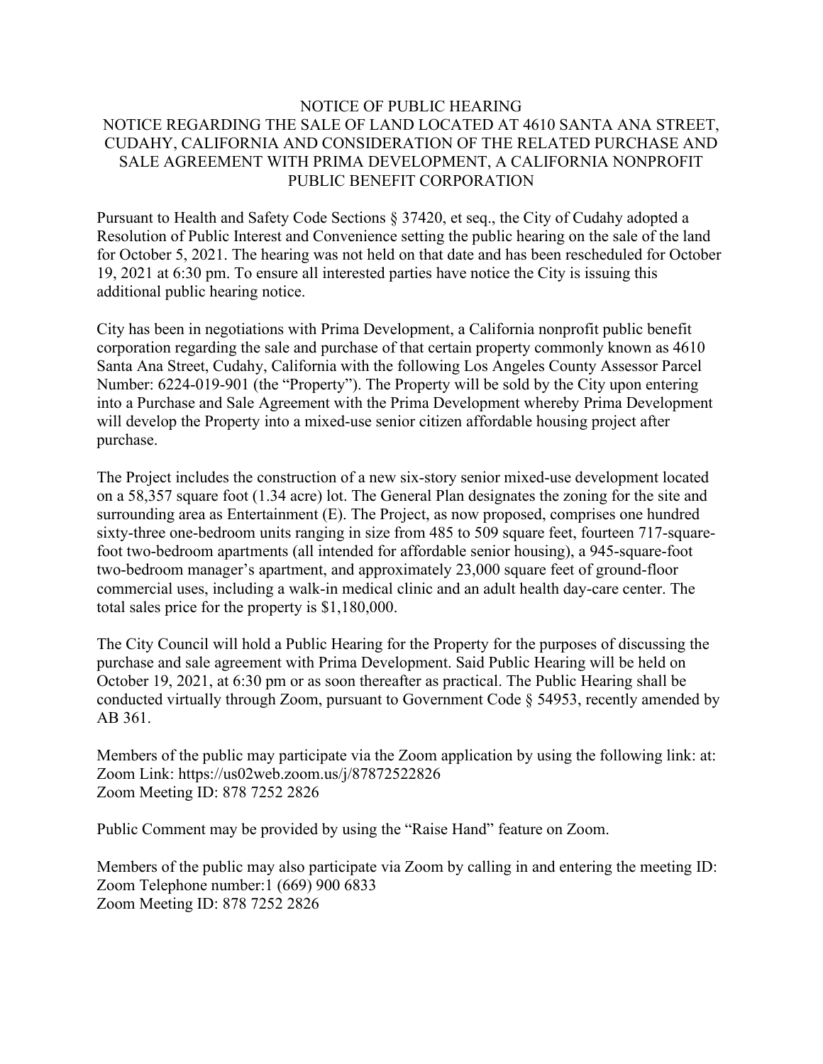# NOTICE OF PUBLIC HEARING

## NOTICE REGARDING THE SALE OF LAND LOCATED AT 4610 SANTA ANA STREET, CUDAHY, CALIFORNIA AND CONSIDERATION OF THE RELATED PURCHASE AND SALE AGREEMENT WITH PRIMA DEVELOPMENT, A CALIFORNIA NONPROFIT PUBLIC BENEFIT CORPORATION

Pursuant to Health and Safety Code Sections § 37420, et seq., the City of Cudahy adopted a Resolution of Public Interest and Convenience setting the public hearing on the sale of the land for October 5, 2021. The hearing was not held on that date and has been rescheduled for October 19, 2021 at 6:30 pm. To ensure all interested parties have notice the City is issuing this additional public hearing notice.

City has been in negotiations with Prima Development, a California nonprofit public benefit corporation regarding the sale and purchase of that certain property commonly known as 4610 Santa Ana Street, Cudahy, California with the following Los Angeles County Assessor Parcel Number: 6224-019-901 (the "Property"). The Property will be sold by the City upon entering into a Purchase and Sale Agreement with the Prima Development whereby Prima Development will develop the Property into a mixed-use senior citizen affordable housing project after purchase.

The Project includes the construction of a new six-story senior mixed-use development located on a 58,357 square foot (1.34 acre) lot. The General Plan designates the zoning for the site and surrounding area as Entertainment (E). The Project, as now proposed, comprises one hundred sixty-three one-bedroom units ranging in size from 485 to 509 square feet, fourteen 717-square-foot two-bedroom apartments (all intended for affordable senior housing), a 945-square-foot two-bedroom manager's apartment, and approximately 23,000 square feet of ground-floor commercial uses, including a walk-in medical clinic and an adult health day-care center. The total sales price for the property is $1,180,000.

The City Council will hold a Public Hearing for the Property for the purposes of discussing the purchase and sale agreement with Prima Development. Said Public Hearing will be held on October 19, 2021, at 6:30 pm or as soon thereafter as practical. The Public Hearing shall be conducted virtually through Zoom, pursuant to Government Code § 54953, recently amended by AB 361.

Members of the public may participate via the Zoom application by using the following link: at:
Zoom Link: https://us02web.zoom.us/j/87872522826
Zoom Meeting ID: 878 7252 2826

Public Comment may be provided by using the "Raise Hand" feature on Zoom.

Members of the public may also participate via Zoom by calling in and entering the meeting ID:
Zoom Telephone number:1 (669) 900 6833
Zoom Meeting ID: 878 7252 2826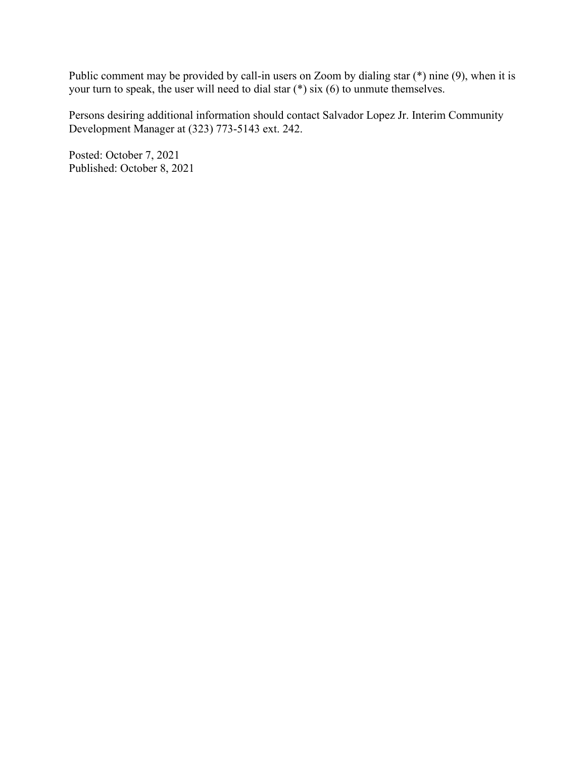Public comment may be provided by call-in users on Zoom by dialing star (*) nine (9), when it is your turn to speak, the user will need to dial star (*) six (6) to unmute themselves.

Persons desiring additional information should contact Salvador Lopez Jr. Interim Community Development Manager at (323) 773-5143 ext. 242.

Posted: October 7, 2021
Published: October 8, 2021